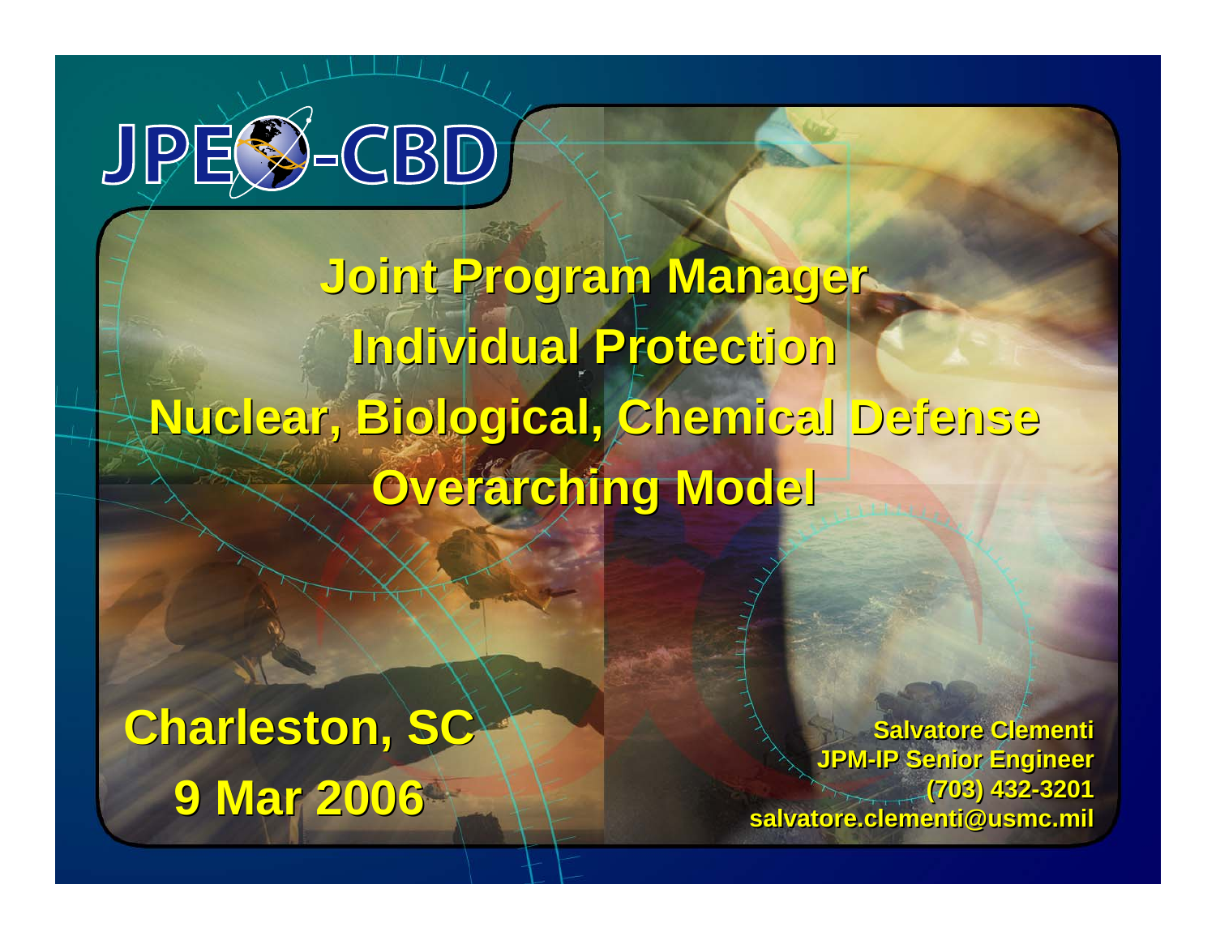JPEO-CBD

# Joint Program Manager Individual Protection Nuclear, Biological, Chemical Defense Overarching Model

**Charleston, SC**
**9 Mar 2006**

**Salvatore Clementi**
**JPM-IP Senior Engineer**
**(703) 432-3201**
**salvatore.clementi@usmc.mil**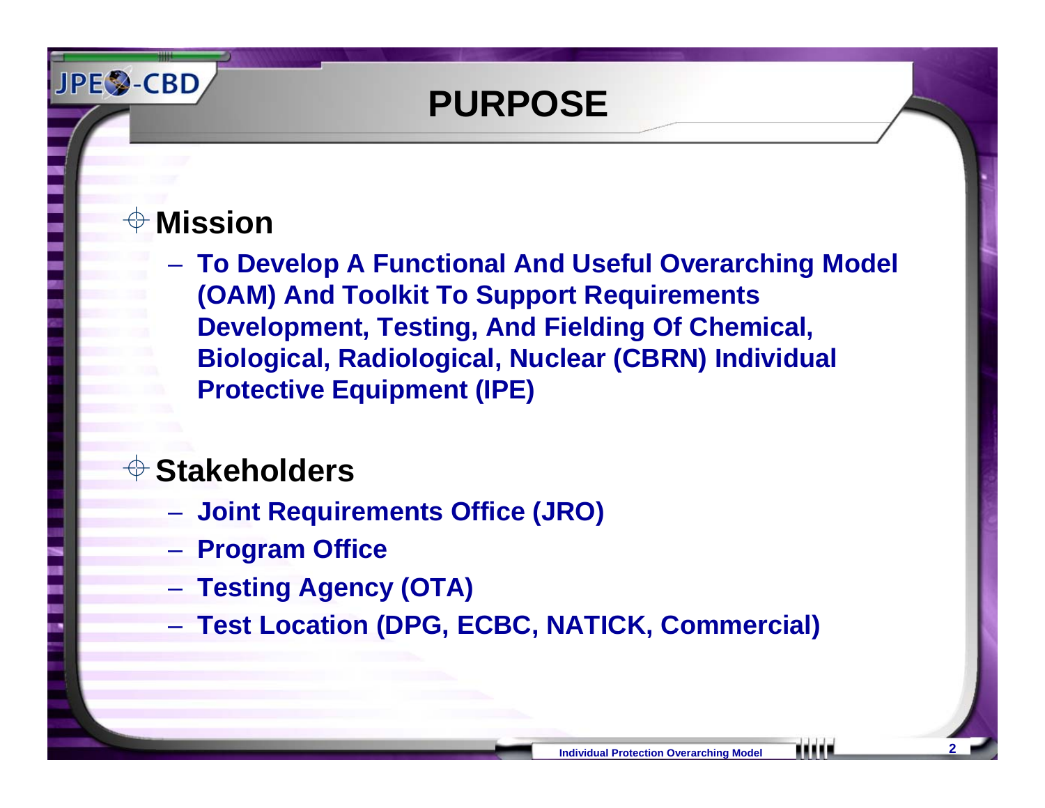# PURPOSE

## Mission

- To Develop A Functional And Useful Overarching Model (OAM) And Toolkit To Support Requirements Development, Testing, And Fielding Of Chemical, Biological, Radiological, Nuclear (CBRN) Individual Protective Equipment (IPE)

## Stakeholders

- Joint Requirements Office (JRO)
- Program Office
- Testing Agency (OTA)
- Test Location (DPG, ECBC, NATICK, Commercial)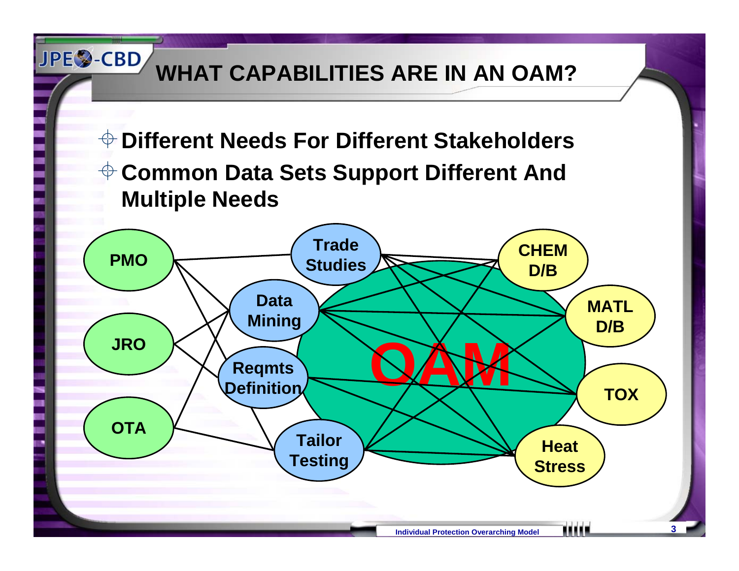# WHAT CAPABILITIES ARE IN AN OAM?

- **Different Needs For Different Stakeholders**
- **Common Data Sets Support Different And Multiple Needs**

PMO
JRO
OTA

Trade Studies
Data Mining
Reqmts Definition
Tailor Testing

OAM

CHEM D/B
MATL D/B
TOX
Heat Stress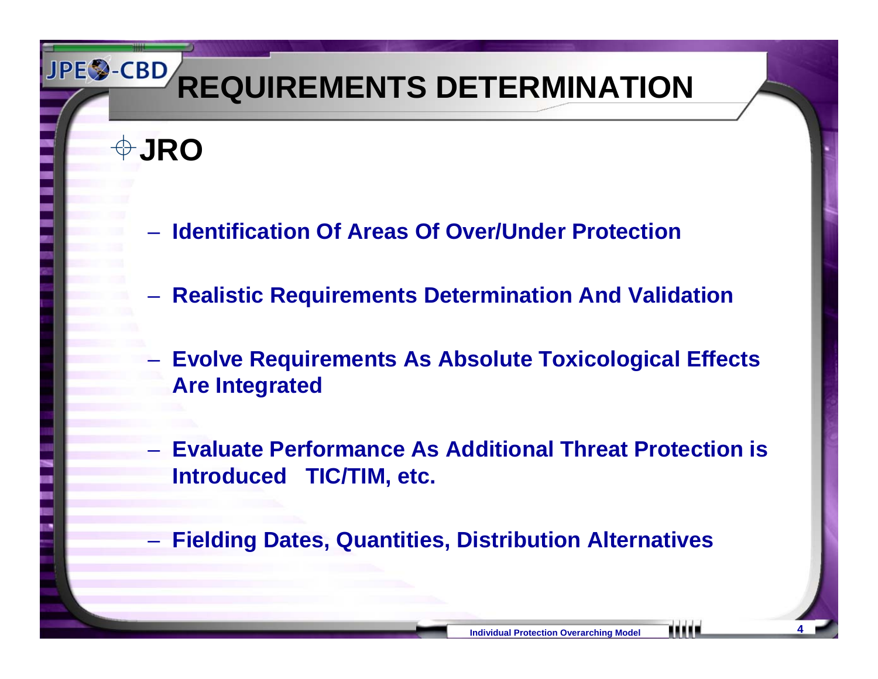# REQUIREMENTS DETERMINATION

- **JRO**
  - **Identification Of Areas Of Over/Under Protection**
  - **Realistic Requirements Determination And Validation**
  - **Evolve Requirements As Absolute Toxicological Effects Are Integrated**
  - **Evaluate Performance As Additional Threat Protection is Introduced TIC/TIM, etc.**
  - **Fielding Dates, Quantities, Distribution Alternatives**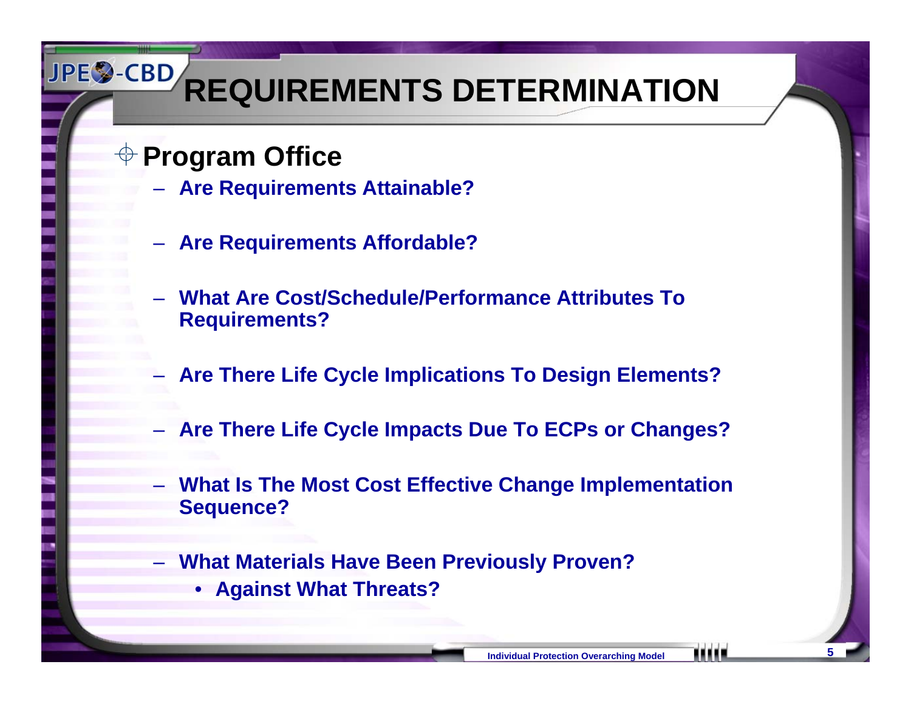# REQUIREMENTS DETERMINATION

## Program Office

- Are Requirements Attainable?
- Are Requirements Affordable?
- What Are Cost/Schedule/Performance Attributes To Requirements?
- Are There Life Cycle Implications To Design Elements?
- Are There Life Cycle Impacts Due To ECPs or Changes?
- What Is The Most Cost Effective Change Implementation Sequence?
- What Materials Have Been Previously Proven?
  - Against What Threats?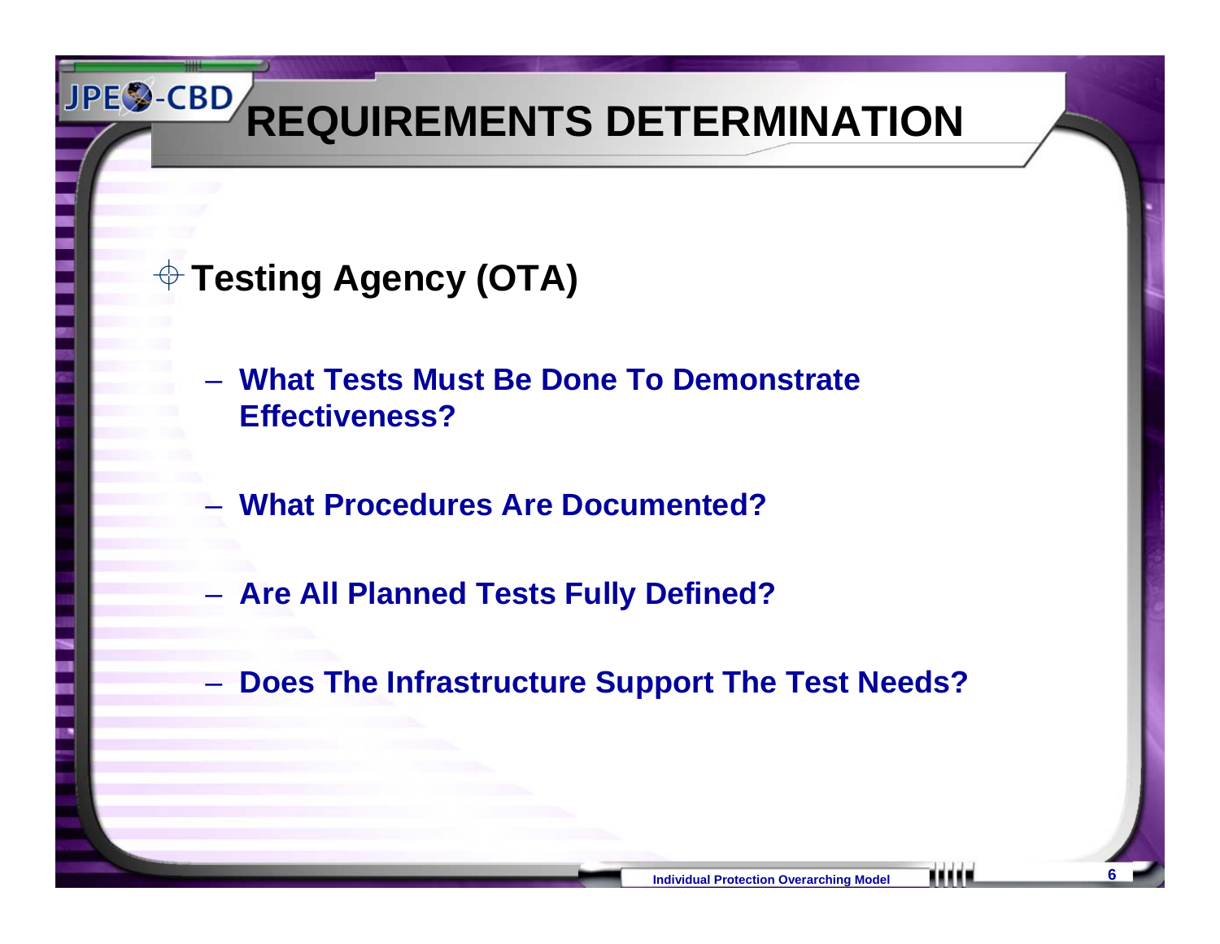# REQUIREMENTS DETERMINATION

- **Testing Agency (OTA)**
  - **What Tests Must Be Done To Demonstrate Effectiveness?**
  - **What Procedures Are Documented?**
  - **Are All Planned Tests Fully Defined?**
  - **Does The Infrastructure Support The Test Needs?**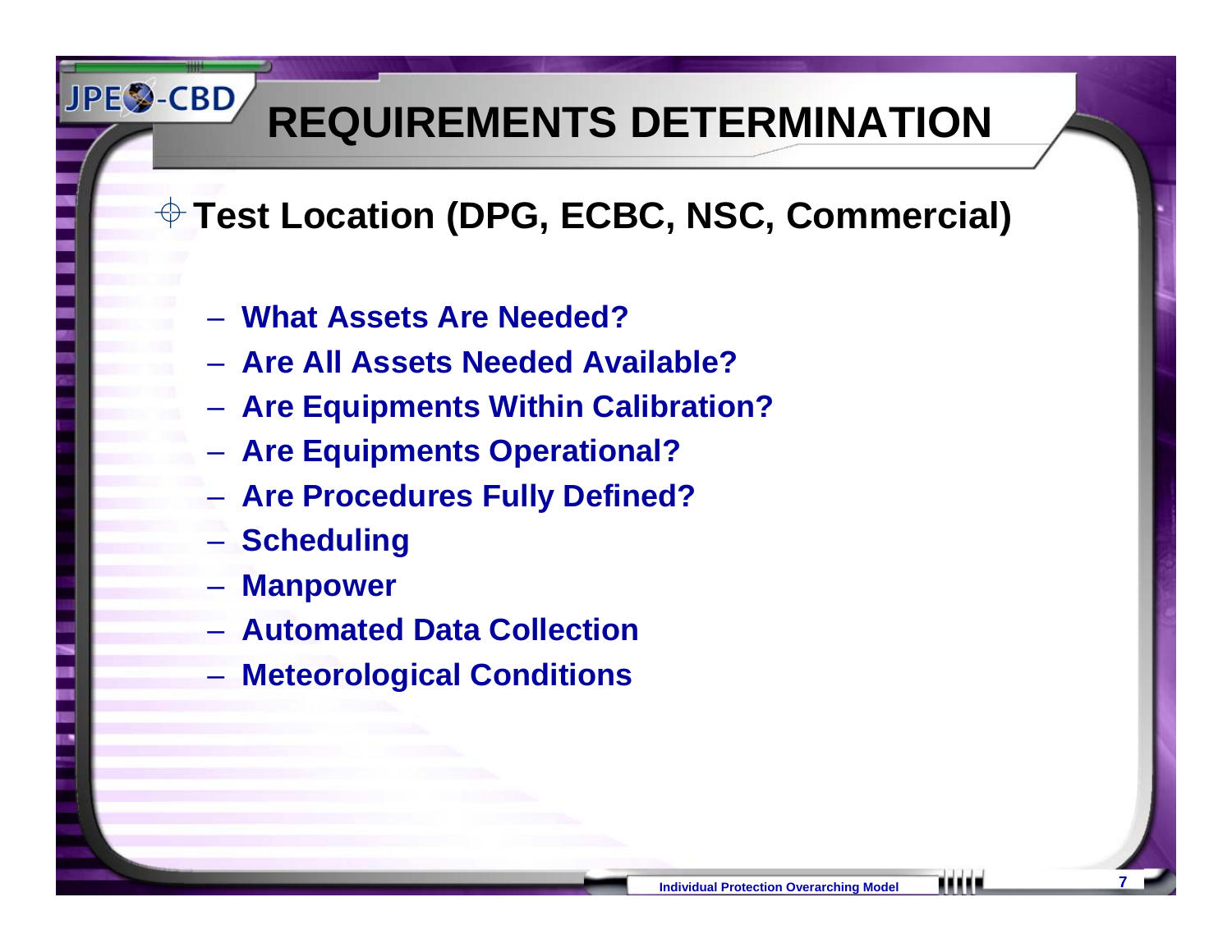# REQUIREMENTS DETERMINATION

- **Test Location (DPG, ECBC, NSC, Commercial)**
  - **What Assets Are Needed?**
  - **Are All Assets Needed Available?**
  - **Are Equipments Within Calibration?**
  - **Are Equipments Operational?**
  - **Are Procedures Fully Defined?**
  - **Scheduling**
  - **Manpower**
  - **Automated Data Collection**
  - **Meteorological Conditions**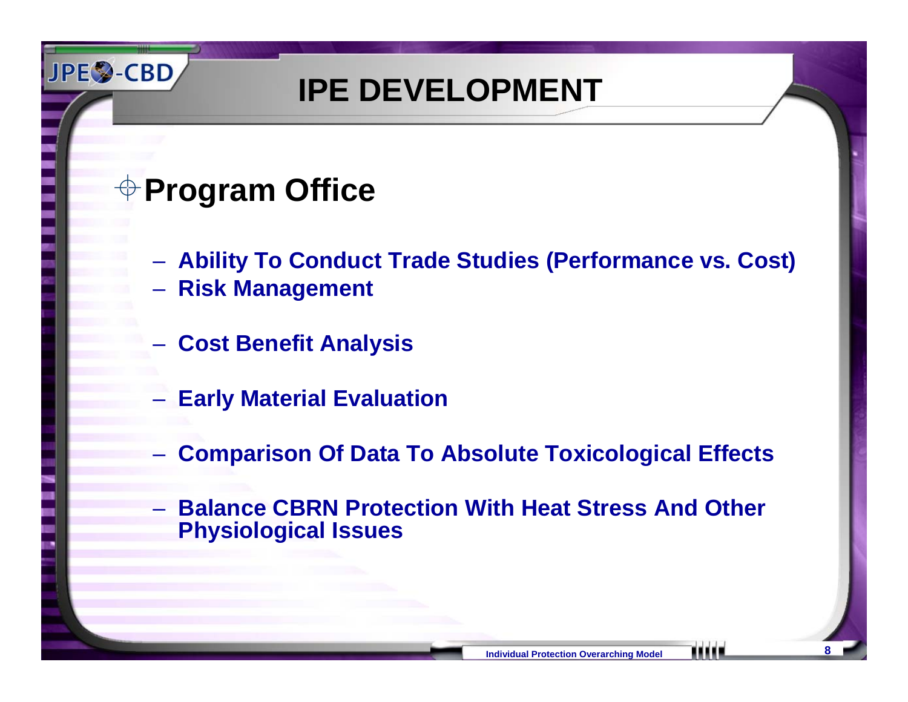# IPE DEVELOPMENT

## Program Office

- Ability To Conduct Trade Studies (Performance vs. Cost)
- Risk Management
- Cost Benefit Analysis
- Early Material Evaluation
- Comparison Of Data To Absolute Toxicological Effects
- Balance CBRN Protection With Heat Stress And Other Physiological Issues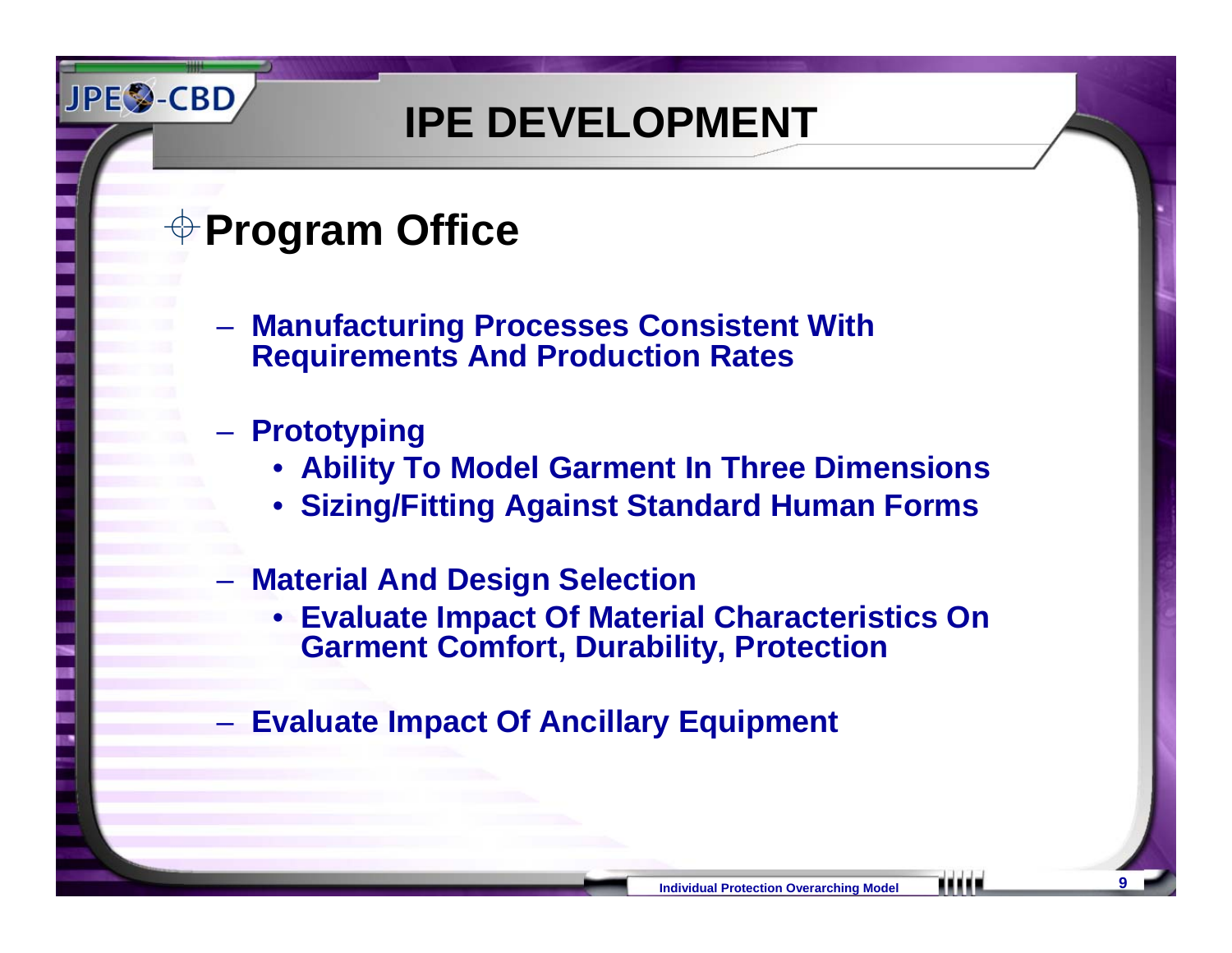# IPE DEVELOPMENT

## Program Office

- **Manufacturing Processes Consistent With Requirements And Production Rates**
- **Prototyping**
  - **Ability To Model Garment In Three Dimensions**
  - **Sizing/Fitting Against Standard Human Forms**
- **Material And Design Selection**
  - **Evaluate Impact Of Material Characteristics On Garment Comfort, Durability, Protection**
- **Evaluate Impact Of Ancillary Equipment**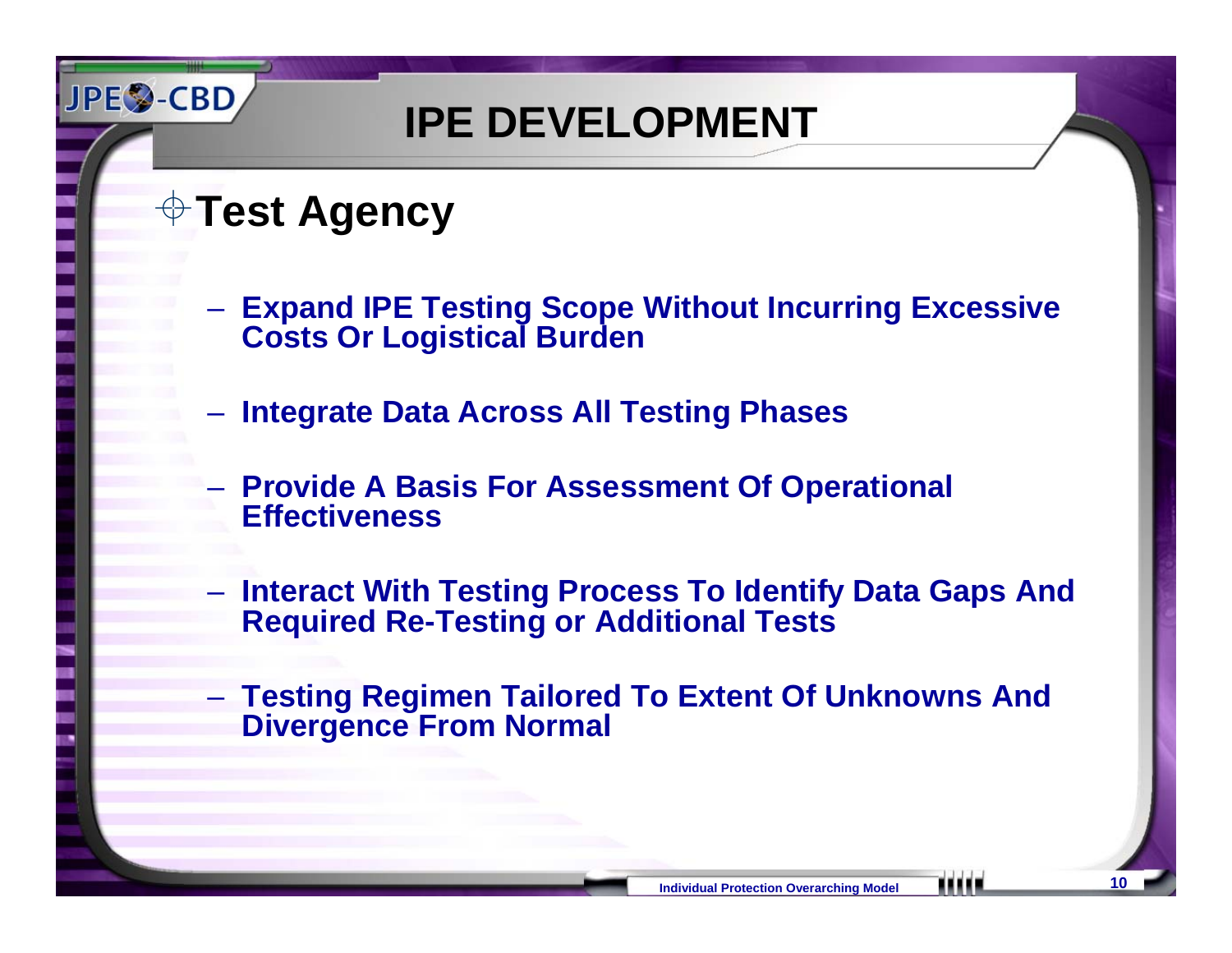# IPE DEVELOPMENT

## Test Agency

- Expand IPE Testing Scope Without Incurring Excessive Costs Or Logistical Burden
- Integrate Data Across All Testing Phases
- Provide A Basis For Assessment Of Operational Effectiveness
- Interact With Testing Process To Identify Data Gaps And Required Re-Testing or Additional Tests
- Testing Regimen Tailored To Extent Of Unknowns And Divergence From Normal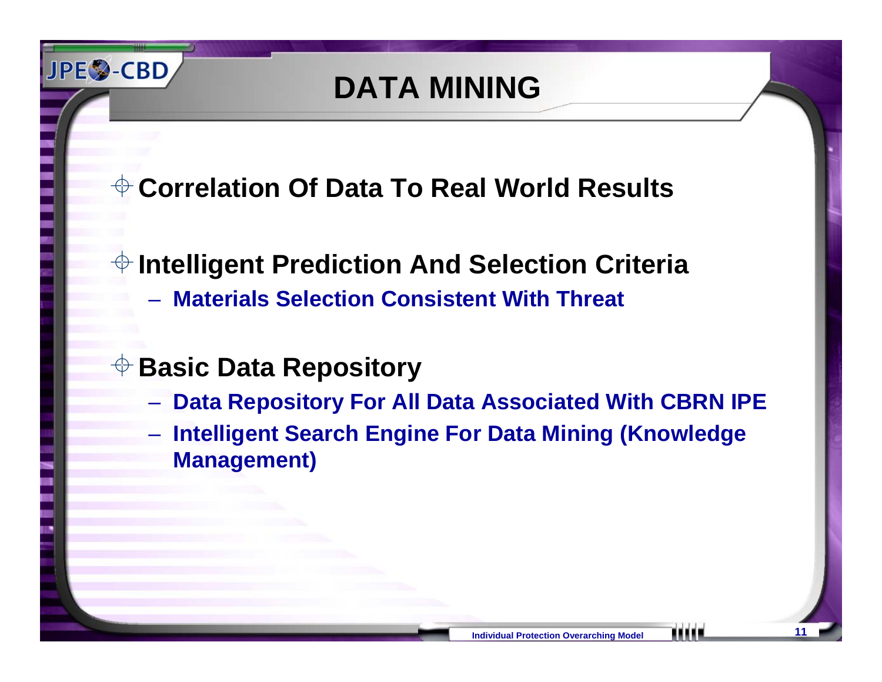# DATA MINING

- **Correlation Of Data To Real World Results**

- **Intelligent Prediction And Selection Criteria**
  - **Materials Selection Consistent With Threat**

- **Basic Data Repository**
  - **Data Repository For All Data Associated With CBRN IPE**
  - **Intelligent Search Engine For Data Mining (Knowledge Management)**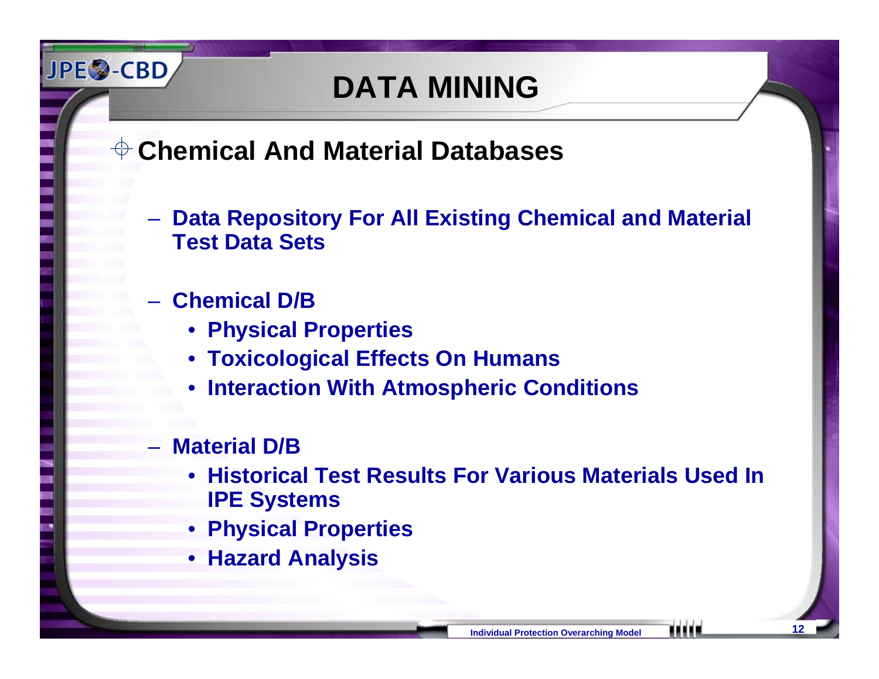# DATA MINING

## Chemical And Material Databases

- Data Repository For All Existing Chemical and Material Test Data Sets
- Chemical D/B
  - Physical Properties
  - Toxicological Effects On Humans
  - Interaction With Atmospheric Conditions
- Material D/B
  - Historical Test Results For Various Materials Used In IPE Systems
  - Physical Properties
  - Hazard Analysis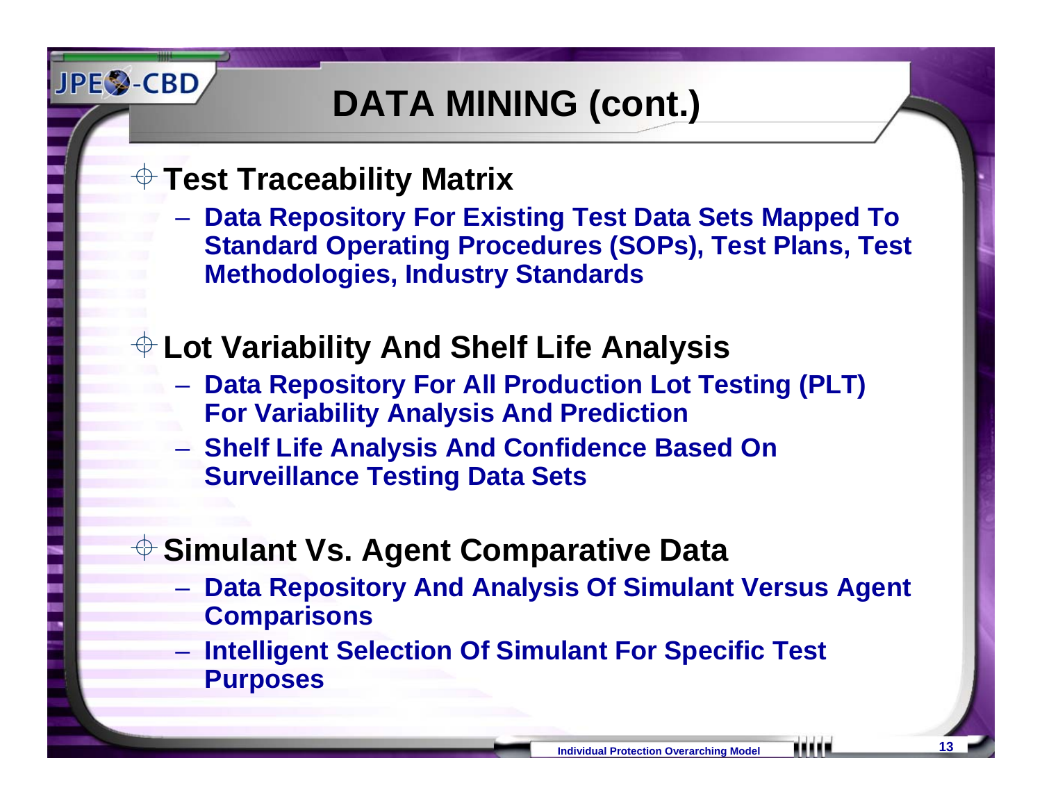# DATA MINING (cont.)

- **Test Traceability Matrix**
  - **Data Repository For Existing Test Data Sets Mapped To Standard Operating Procedures (SOPs), Test Plans, Test Methodologies, Industry Standards**

- **Lot Variability And Shelf Life Analysis**
  - **Data Repository For All Production Lot Testing (PLT) For Variability Analysis And Prediction**
  - **Shelf Life Analysis And Confidence Based On Surveillance Testing Data Sets**

- **Simulant Vs. Agent Comparative Data**
  - **Data Repository And Analysis Of Simulant Versus Agent Comparisons**
  - **Intelligent Selection Of Simulant For Specific Test Purposes**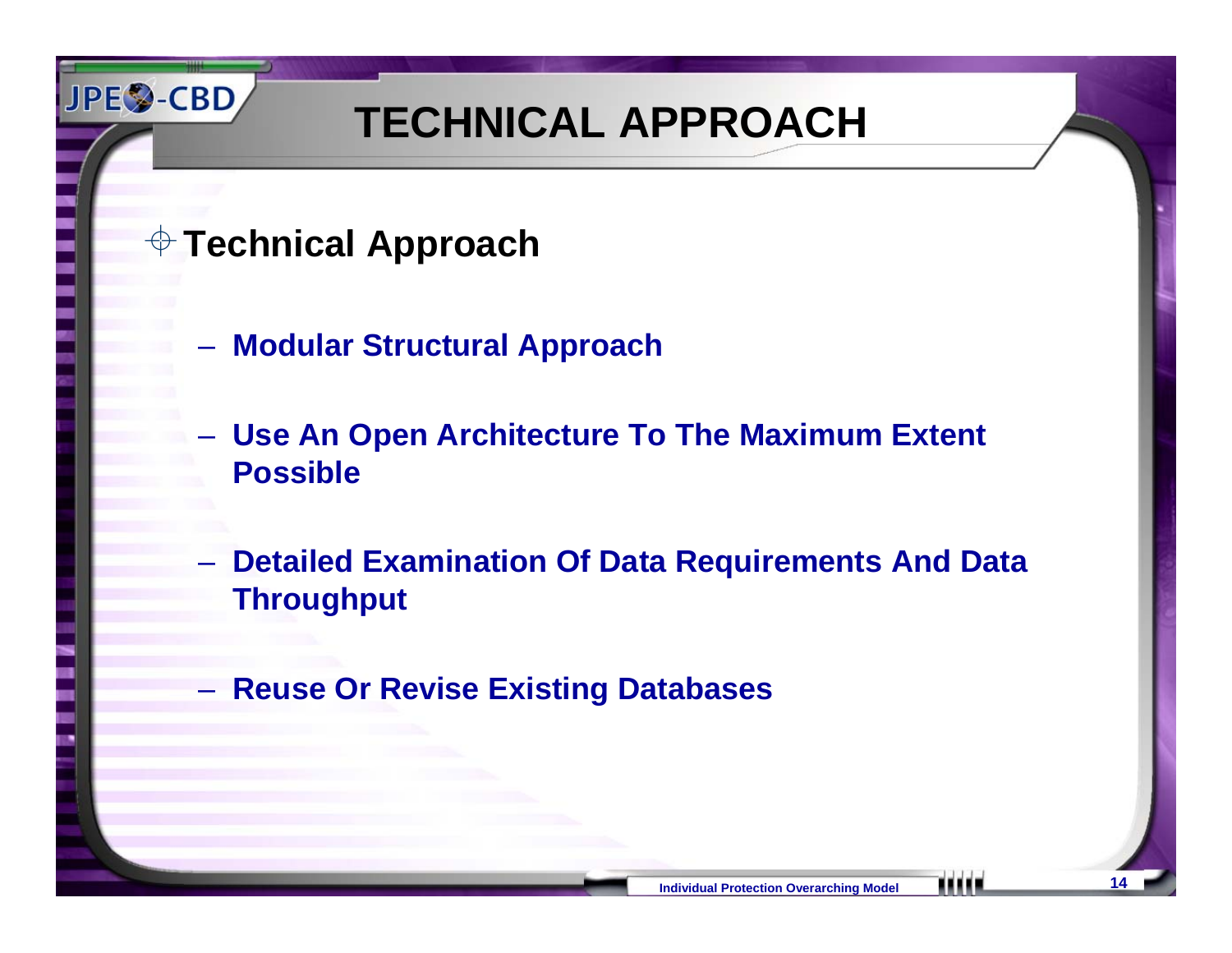# TECHNICAL APPROACH

## Technical Approach

- Modular Structural Approach
- Use An Open Architecture To The Maximum Extent Possible
- Detailed Examination Of Data Requirements And Data Throughput
- Reuse Or Revise Existing Databases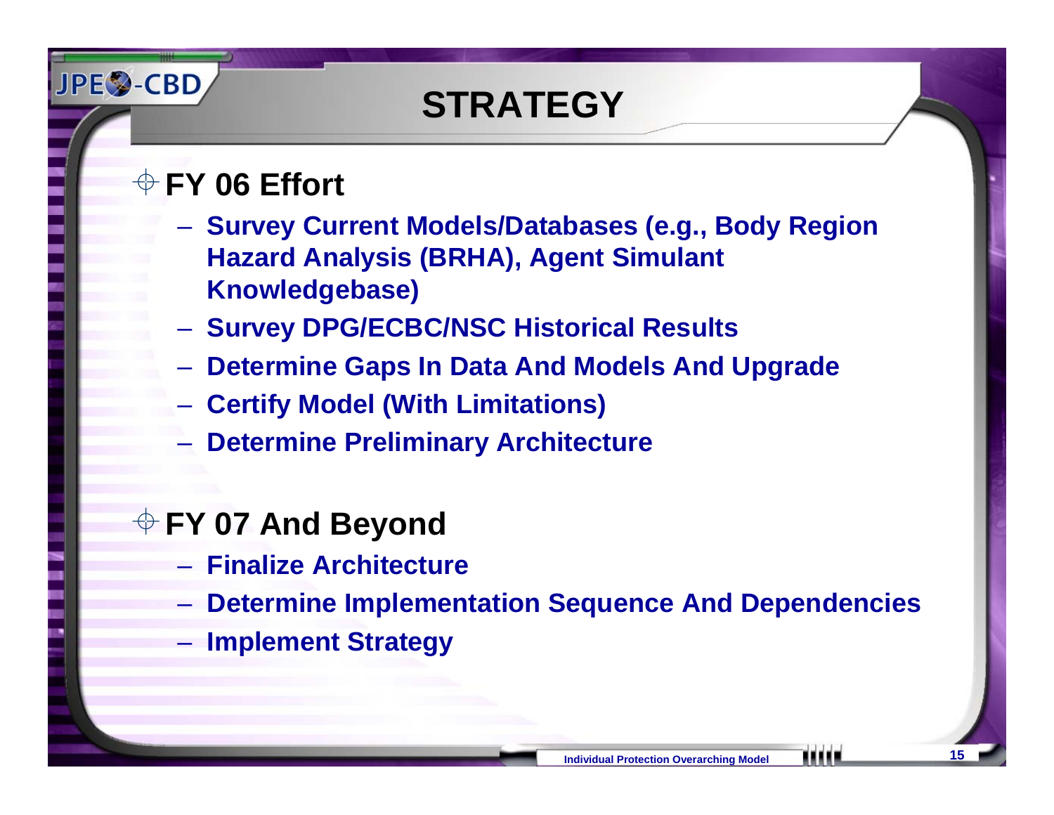# STRATEGY

- **FY 06 Effort**
  - Survey Current Models/Databases (e.g., Body Region Hazard Analysis (BRHA), Agent Simulant Knowledgebase)
  - Survey DPG/ECBC/NSC Historical Results
  - Determine Gaps In Data And Models And Upgrade
  - Certify Model (With Limitations)
  - Determine Preliminary Architecture

- **FY 07 And Beyond**
  - Finalize Architecture
  - Determine Implementation Sequence And Dependencies
  - Implement Strategy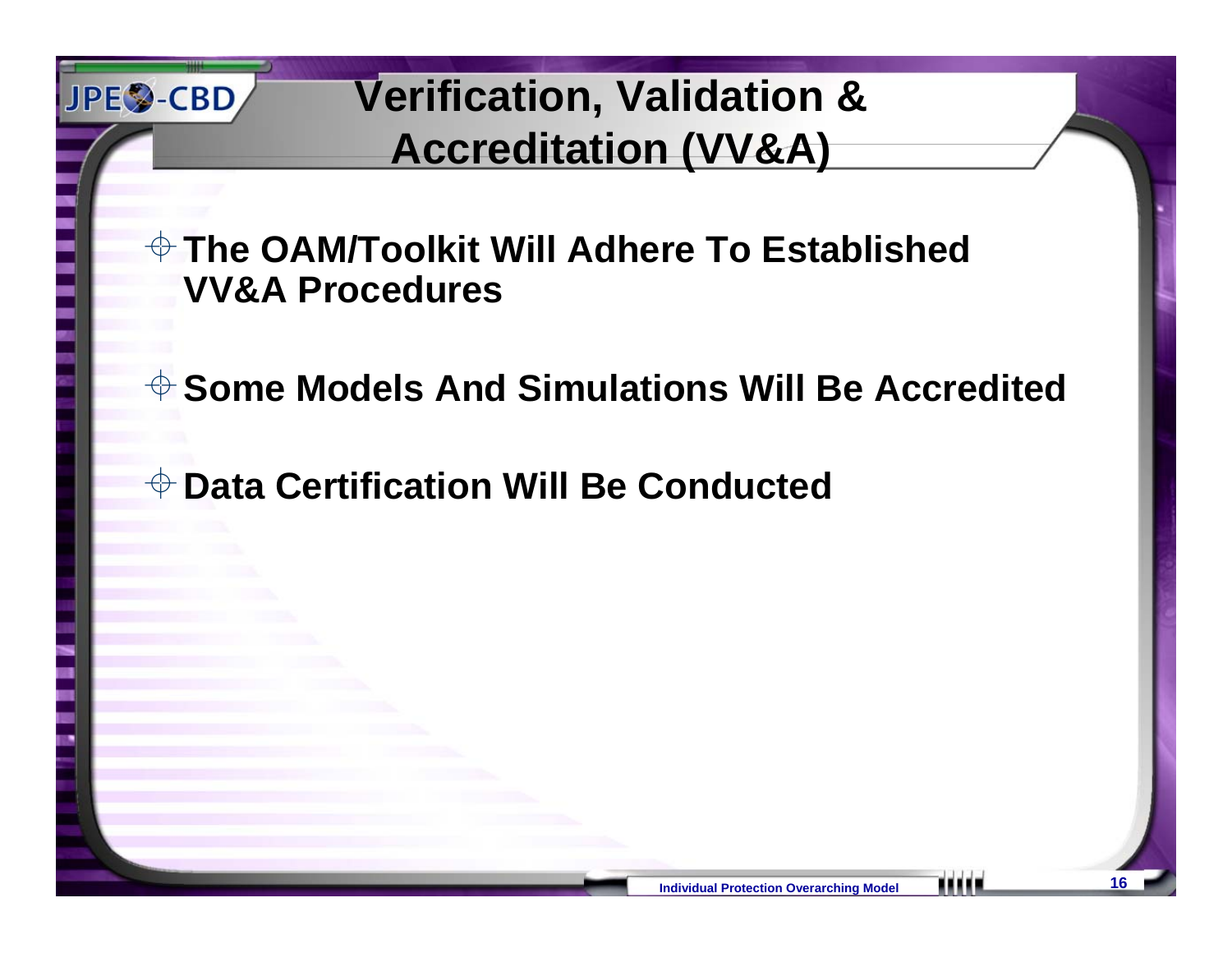# Verification, Validation & Accreditation (VV&A)

- **The OAM/Toolkit Will Adhere To Established VV&A Procedures**
- **Some Models And Simulations Will Be Accredited**
- **Data Certification Will Be Conducted**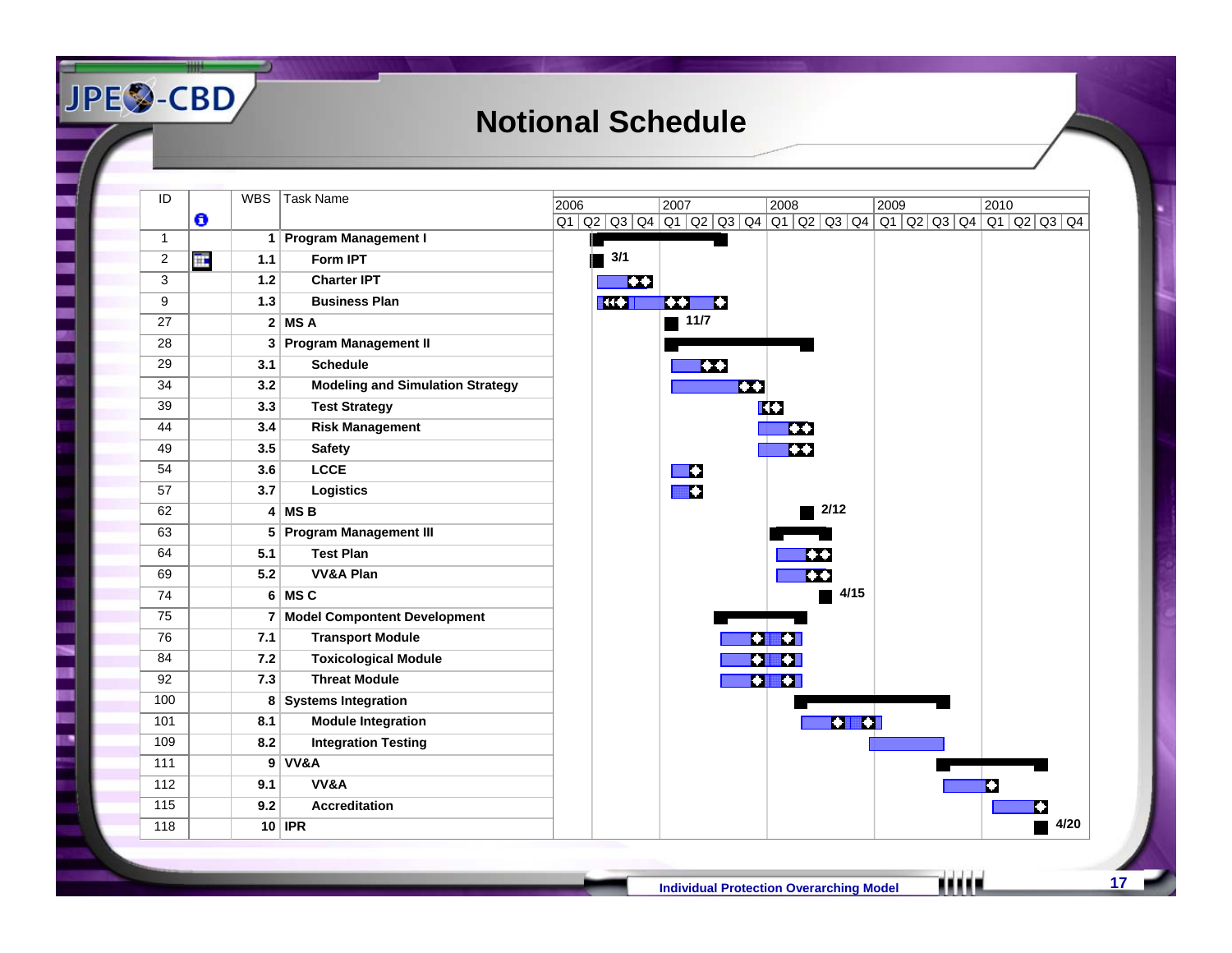# Notional Schedule

| ID | | WBS | Task Name |
|---|---|---|---|
| 1 | | 1 | Program Management I |
| 2 | | 1.1 | Form IPT |
| 3 | | 1.2 | Charter IPT |
| 9 | | 1.3 | Business Plan |
| 27 | | 2 | MS A |
| 28 | | 3 | Program Management II |
| 29 | | 3.1 | Schedule |
| 34 | | 3.2 | Modeling and Simulation Strategy |
| 39 | | 3.3 | Test Strategy |
| 44 | | 3.4 | Risk Management |
| 49 | | 3.5 | Safety |
| 54 | | 3.6 | LCCE |
| 57 | | 3.7 | Logistics |
| 62 | | 4 | MS B |
| 63 | | 5 | Program Management III |
| 64 | | 5.1 | Test Plan |
| 69 | | 5.2 | VV&A Plan |
| 74 | | 6 | MS C |
| 75 | | 7 | Model Compontent Development |
| 76 | | 7.1 | Transport Module |
| 84 | | 7.2 | Toxicological Module |
| 92 | | 7.3 | Threat Module |
| 100 | | 8 | Systems Integration |
| 101 | | 8.1 | Module Integration |
| 109 | | 8.2 | Integration Testing |
| 111 | | 9 | VV&A |
| 112 | | 9.1 | VV&A |
| 115 | | 9.2 | Accreditation |
| 118 | | 10 | IPR |

Timeline: 2006–2010 (Q1–Q4 each year). Milestones: Form IPT 3/1; MS A 11/7; MS B 2/12; MS C 4/15; IPR 4/20.

Individual Protection Overarching Model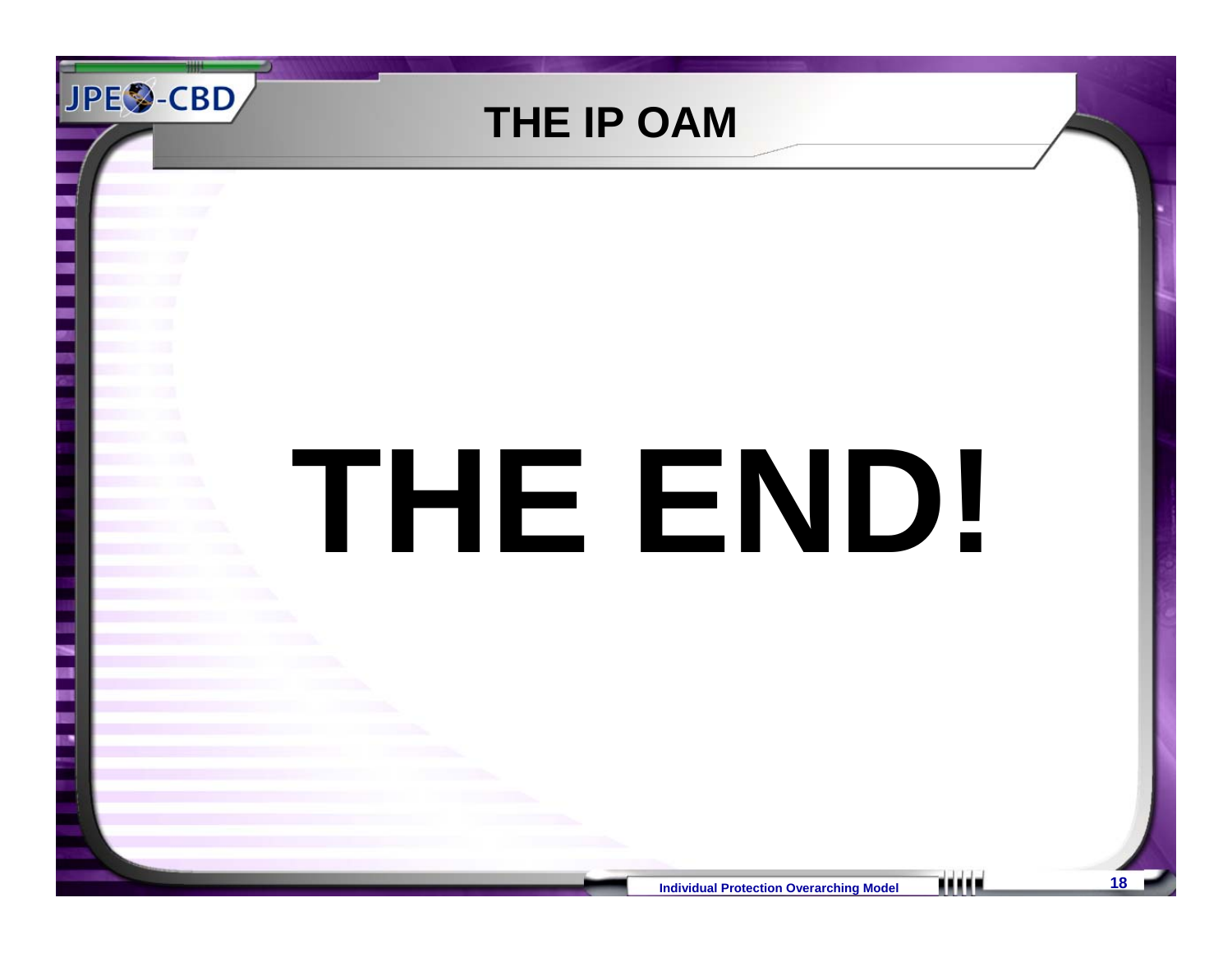# THE IP OAM

# THE END!